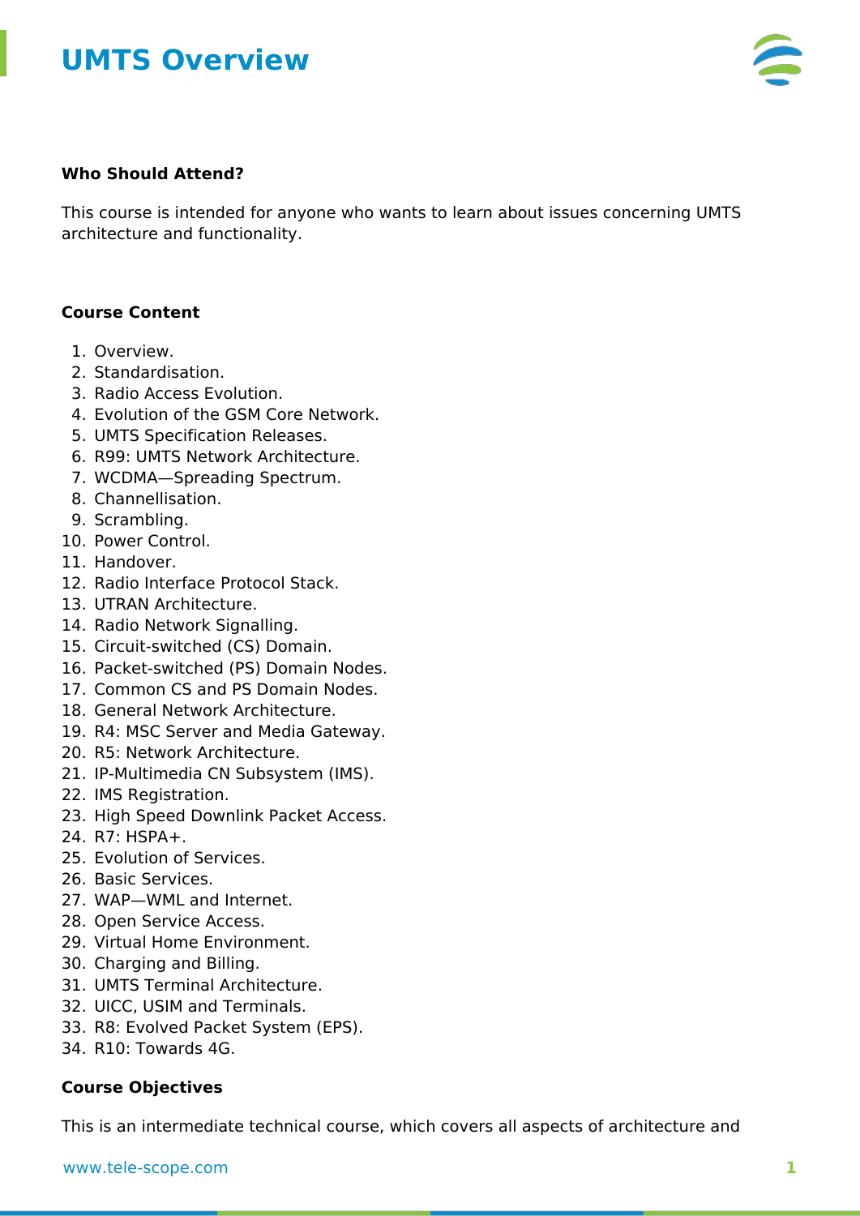# UMTS Overview

**Who Should Attend?**

This course is intended for anyone who wants to learn about issues concerning UMTS architecture and functionality.

**Course Content**

1. Overview.
2. Standardisation.
3. Radio Access Evolution.
4. Evolution of the GSM Core Network.
5. UMTS Specification Releases.
6. R99: UMTS Network Architecture.
7. WCDMA—Spreading Spectrum.
8. Channellisation.
9. Scrambling.
10. Power Control.
11. Handover.
12. Radio Interface Protocol Stack.
13. UTRAN Architecture.
14. Radio Network Signalling.
15. Circuit-switched (CS) Domain.
16. Packet-switched (PS) Domain Nodes.
17. Common CS and PS Domain Nodes.
18. General Network Architecture.
19. R4: MSC Server and Media Gateway.
20. R5: Network Architecture.
21. IP-Multimedia CN Subsystem (IMS).
22. IMS Registration.
23. High Speed Downlink Packet Access.
24. R7: HSPA+.
25. Evolution of Services.
26. Basic Services.
27. WAP—WML and Internet.
28. Open Service Access.
29. Virtual Home Environment.
30. Charging and Billing.
31. UMTS Terminal Architecture.
32. UICC, USIM and Terminals.
33. R8: Evolved Packet System (EPS).
34. R10: Towards 4G.

**Course Objectives**

This is an intermediate technical course, which covers all aspects of architecture and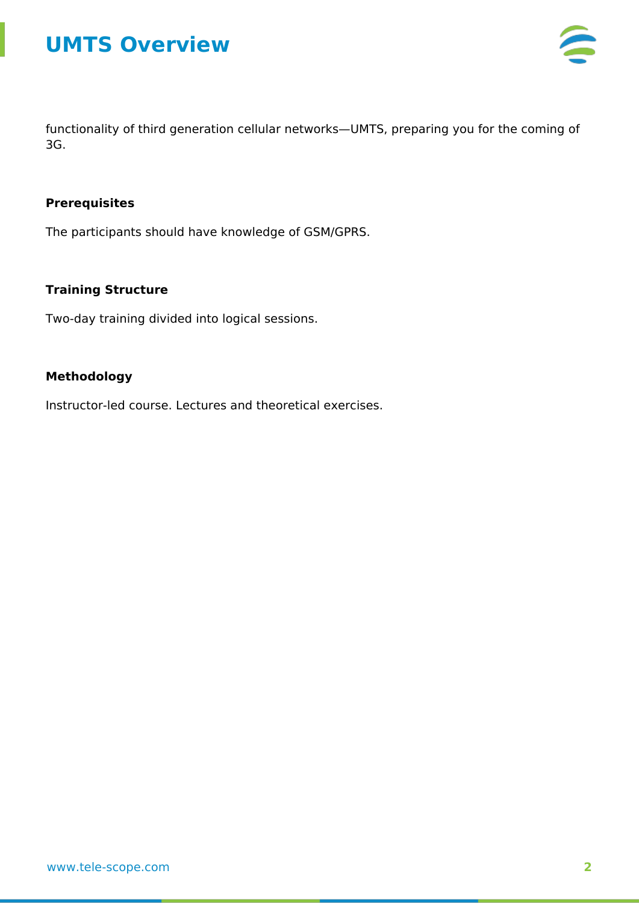functionality of third generation cellular networks—UMTS, preparing you for the coming of 3G.

### Prerequisites

The participants should have knowledge of GSM/GPRS.

### Training Structure

Two-day training divided into logical sessions.

### Methodology

Instructor-led course. Lectures and theoretical exercises.